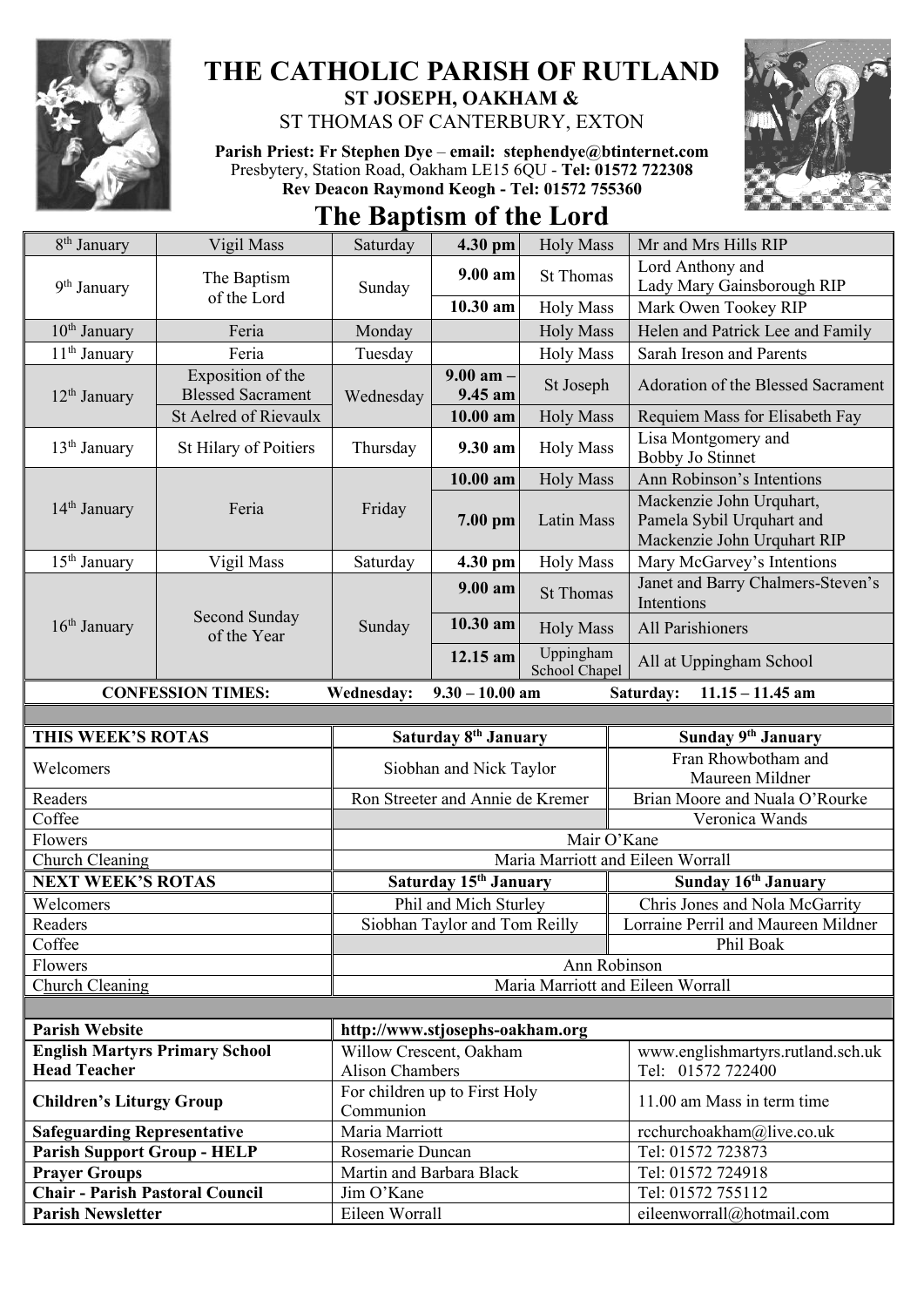# THE CATHOLIC PARISH OF RUTLAND

## ST JOSEPH, OAKHAM &
## ST THOMAS OF CANTERBURY, EXTON

**Parish Priest: Fr Stephen Dye – email: stephendye@btinternet.com**
Presbytery, Station Road, Oakham LE15 6QU - **Tel: 01572 722308**
**Rev Deacon Raymond Keogh - Tel: 01572 755360**

# The Baptism of the Lord

| | | | | | |
|---|---|---|---|---|---|
| 8th January | Vigil Mass | Saturday | **4.30 pm** | Holy Mass | Mr and Mrs Hills RIP |
| 9th January | The Baptism of the Lord | Sunday | **9.00 am** | St Thomas | Lord Anthony and Lady Mary Gainsborough RIP |
| | | | **10.30 am** | Holy Mass | Mark Owen Tookey RIP |
| 10th January | Feria | Monday | | Holy Mass | Helen and Patrick Lee and Family |
| 11th January | Feria | Tuesday | | Holy Mass | Sarah Ireson and Parents |
| 12th January | Exposition of the Blessed Sacrament | Wednesday | **9.00 am – 9.45 am** | St Joseph | Adoration of the Blessed Sacrament |
| | St Aelred of Rievaulx | | **10.00 am** | Holy Mass | Requiem Mass for Elisabeth Fay |
| 13th January | St Hilary of Poitiers | Thursday | **9.30 am** | Holy Mass | Lisa Montgomery and Bobby Jo Stinnet |
| 14th January | Feria | Friday | **10.00 am** | Holy Mass | Ann Robinson's Intentions |
| | | | **7.00 pm** | Latin Mass | Mackenzie John Urquhart, Pamela Sybil Urquhart and Mackenzie John Urquhart RIP |
| 15th January | Vigil Mass | Saturday | **4.30 pm** | Holy Mass | Mary McGarvey's Intentions |
| 16th January | Second Sunday of the Year | Sunday | **9.00 am** | St Thomas | Janet and Barry Chalmers-Steven's Intentions |
| | | | **10.30 am** | Holy Mass | All Parishioners |
| | | | **12.15 am** | Uppingham School Chapel | All at Uppingham School |

**CONFESSION TIMES:** **Wednesday: 9.30 – 10.00 am** **Saturday: 11.15 – 11.45 am**

| **THIS WEEK'S ROTAS** | **Saturday 8th January** | **Sunday 9th January** |
|---|---|---|
| Welcomers | Siobhan and Nick Taylor | Fran Rhowbotham and Maureen Mildner |
| Readers | Ron Streeter and Annie de Kremer | Brian Moore and Nuala O'Rourke |
| Coffee | | Veronica Wands |
| Flowers | Mair O'Kane | |
| Church Cleaning | Maria Marriott and Eileen Worrall | |
| **NEXT WEEK'S ROTAS** | **Saturday 15th January** | **Sunday 16th January** |
| Welcomers | Phil and Mich Sturley | Chris Jones and Nola McGarrity |
| Readers | Siobhan Taylor and Tom Reilly | Lorraine Perril and Maureen Mildner |
| Coffee | | Phil Boak |
| Flowers | Ann Robinson | |
| Church Cleaning | Maria Marriott and Eileen Worrall | |

| | | |
|---|---|---|
| **Parish Website** | **http://www.stjosephs-oakham.org** | |
| **English Martyrs Primary School Head Teacher** | Willow Crescent, Oakham Alison Chambers | www.englishmartyrs.rutland.sch.uk Tel: 01572 722400 |
| **Children's Liturgy Group** | For children up to First Holy Communion | 11.00 am Mass in term time |
| **Safeguarding Representative** | Maria Marriott | rcchurchoakham@live.co.uk |
| **Parish Support Group - HELP** | Rosemarie Duncan | Tel: 01572 723873 |
| **Prayer Groups** | Martin and Barbara Black | Tel: 01572 724918 |
| **Chair - Parish Pastoral Council** | Jim O'Kane | Tel: 01572 755112 |
| **Parish Newsletter** | Eileen Worrall | eileenworrall@hotmail.com |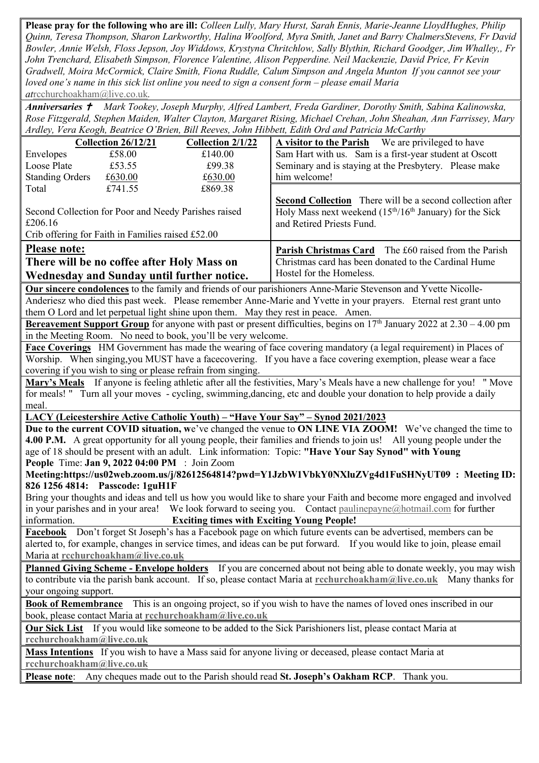**Please pray for the following who are ill:** *Colleen Lully, Mary Hurst, Sarah Ennis, Marie-Jeanne LloydHughes, Philip Quinn, Teresa Thompson, Sharon Larkworthy, Halina Woolford, Myra Smith, Janet and Barry ChalmersStevens, Fr David Bowler, Annie Welsh, Floss Jepson, Joy Widdows, Krystyna Chritchlow, Sally Blythin, Richard Goodger, Jim Whalley,, Fr John Trenchard, Elisabeth Simpson, Florence Valentine, Alison Pepperdine. Neil Mackenzie, David Price, Fr Kevin Gradwell, Moira McCormick, Claire Smith, Fiona Ruddle, Calum Simpson and Angela Munton If you cannot see your loved one's name in this sick list online you need to sign a consent form – please email Maria at*rcchurchoakham@live.co.uk.

***Anniversaries ✝*** *Mark Tookey, Joseph Murphy, Alfred Lambert, Freda Gardiner, Dorothy Smith, Sabina Kalinowska, Rose Fitzgerald, Stephen Maiden, Walter Clayton, Margaret Rising, Michael Crehan, John Sheahan, Ann Farrissey, Mary Ardley, Vera Keogh, Beatrice O'Brien, Bill Reeves, John Hibbett, Edith Ord and Patricia McCarthy*

| | Collection 26/12/21 | Collection 2/1/22 |
|---|---|---|
| Envelopes | £58.00 | £140.00 |
| Loose Plate | £53.55 | £99.38 |
| Standing Orders | £630.00 | £630.00 |
| Total | £741.55 | £869.38 |

Second Collection for Poor and Needy Parishes raised £206.16

Crib offering for Faith in Families raised £52.00

**A visitor to the Parish** We are privileged to have Sam Hart with us. Sam is a first-year student at Oscott Seminary and is staying at the Presbytery. Please make him welcome!

**Second Collection** There will be a second collection after Holy Mass next weekend (15th/16th January) for the Sick and Retired Priests Fund.

## Please note:

## There will be no coffee after Holy Mass on Wednesday and Sunday until further notice.

**Parish Christmas Card** The £60 raised from the Parish Christmas card has been donated to the Cardinal Hume Hostel for the Homeless.

**Our sincere condolences** to the family and friends of our parishioners Anne-Marie Stevenson and Yvette Nicolle-Anderiesz who died this past week. Please remember Anne-Marie and Yvette in your prayers. Eternal rest grant unto them O Lord and let perpetual light shine upon them. May they rest in peace. Amen.

**Bereavement Support Group** for anyone with past or present difficulties, begins on 17th January 2022 at 2.30 – 4.00 pm in the Meeting Room. No need to book, you'll be very welcome.

**Face Coverings** HM Government has made the wearing of face covering mandatory (a legal requirement) in Places of Worship. When singing,you MUST have a facecovering. If you have a face covering exemption, please wear a face covering if you wish to sing or please refrain from singing.

**Mary's Meals** If anyone is feeling athletic after all the festivities, Mary's Meals have a new challenge for you! " Move for meals! " Turn all your moves - cycling, swimming,dancing, etc and double your donation to help provide a daily meal.

**LACY (Leicestershire Active Catholic Youth) – "Have Your Say" – Synod 2021/2023**

**Due to the current COVID situation, w**e've changed the venue to **ON LINE VIA ZOOM!** We've changed the time to **4.00 P.M.** A great opportunity for all young people, their families and friends to join us! All young people under the age of 18 should be present with an adult. Link information: Topic: **"Have Your Say Synod" with Young People** Time: **Jan 9, 2022 04:00 PM** : Join Zoom **Meeting:https://us02web.zoom.us/j/82612564814?pwd=Y1JzbW1VbkY0NXluZVg4d1FuSHNyUT09 : Meeting ID: 826 1256 4814: Passcode: 1guH1F**

Bring your thoughts and ideas and tell us how you would like to share your Faith and become more engaged and involved in your parishes and in your area! We look forward to seeing you. Contact paulinepayne@hotmail.com for further information. **Exciting times with Exciting Young People!**

**Facebook** Don't forget St Joseph's has a Facebook page on which future events can be advertised, members can be alerted to, for example, changes in service times, and ideas can be put forward. If you would like to join, please email Maria at **rcchurchoakham@live.co.uk**

**Planned Giving Scheme - Envelope holders** If you are concerned about not being able to donate weekly, you may wish to contribute via the parish bank account. If so, please contact Maria at **rcchurchoakham@live.co.uk** Many thanks for your ongoing support.

**Book of Remembrance** This is an ongoing project, so if you wish to have the names of loved ones inscribed in our book, please contact Maria at **rcchurchoakham@live.co.uk**

**Our Sick List** If you would like someone to be added to the Sick Parishioners list, please contact Maria at **rcchurchoakham@live.co.uk**

**Mass Intentions** If you wish to have a Mass said for anyone living or deceased, please contact Maria at **rcchurchoakham@live.co.uk**

**Please note**: Any cheques made out to the Parish should read **St. Joseph's Oakham RCP**. Thank you.